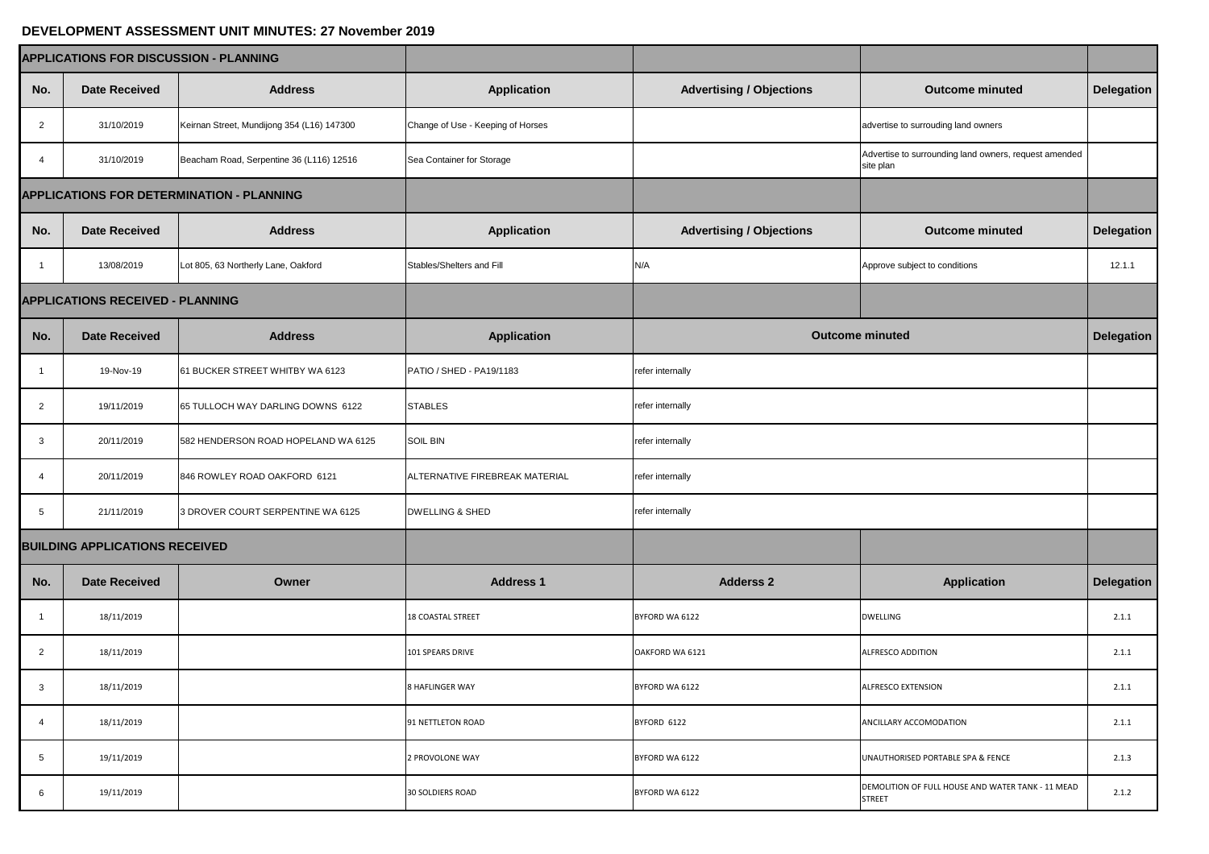# DEVELOPMENT ASSESSMENT UNIT MINUTES: 27 November 2019

| APPLICATIONS FOR DISCUSSION - PLANNING | | | | | | |
|---|---|---|---|---|---|---|
| No. | Date Received | Address | Application | Advertising / Objections | Outcome minuted | Delegation |
| 2 | 31/10/2019 | Keirnan Street, Mundijong 354 (L16) 147300 | Change of Use - Keeping of Horses | | advertise to surrouding land owners | |
| 4 | 31/10/2019 | Beacham Road, Serpentine 36 (L116) 12516 | Sea Container for Storage | | Advertise to surrounding land owners, request amended site plan | |

| APPLICATIONS FOR DETERMINATION - PLANNING | | | | | | |
|---|---|---|---|---|---|---|
| No. | Date Received | Address | Application | Advertising / Objections | Outcome minuted | Delegation |
| 1 | 13/08/2019 | Lot 805, 63 Northerly Lane, Oakford | Stables/Shelters and Fill | N/A | Approve subject to conditions | 12.1.1 |

| APPLICATIONS RECEIVED - PLANNING | | | | | |
|---|---|---|---|---|---|
| No. | Date Received | Address | Application | Outcome minuted | Delegation |
| 1 | 19-Nov-19 | 61 BUCKER STREET WHITBY WA 6123 | PATIO / SHED - PA19/1183 | refer internally | |
| 2 | 19/11/2019 | 65 TULLOCH WAY DARLING DOWNS 6122 | STABLES | refer internally | |
| 3 | 20/11/2019 | 582 HENDERSON ROAD HOPELAND WA 6125 | SOIL BIN | refer internally | |
| 4 | 20/11/2019 | 846 ROWLEY ROAD OAKFORD 6121 | ALTERNATIVE FIREBREAK MATERIAL | refer internally | |
| 5 | 21/11/2019 | 3 DROVER COURT SERPENTINE WA 6125 | DWELLING & SHED | refer internally | |

| BUILDING APPLICATIONS RECEIVED | | | | | | |
|---|---|---|---|---|---|---|
| No. | Date Received | Owner | Address 1 | Adderss 2 | Application | Delegation |
| 1 | 18/11/2019 | | 18 COASTAL STREET | BYFORD WA 6122 | DWELLING | 2.1.1 |
| 2 | 18/11/2019 | | 101 SPEARS DRIVE | OAKFORD WA 6121 | ALFRESCO ADDITION | 2.1.1 |
| 3 | 18/11/2019 | | 8 HAFLINGER WAY | BYFORD WA 6122 | ALFRESCO EXTENSION | 2.1.1 |
| 4 | 18/11/2019 | | 91 NETTLETON ROAD | BYFORD 6122 | ANCILLARY ACCOMODATION | 2.1.1 |
| 5 | 19/11/2019 | | 2 PROVOLONE WAY | BYFORD WA 6122 | UNAUTHORISED PORTABLE SPA & FENCE | 2.1.3 |
| 6 | 19/11/2019 | | 30 SOLDIERS ROAD | BYFORD WA 6122 | DEMOLITION OF FULL HOUSE AND WATER TANK - 11 MEAD STREET | 2.1.2 |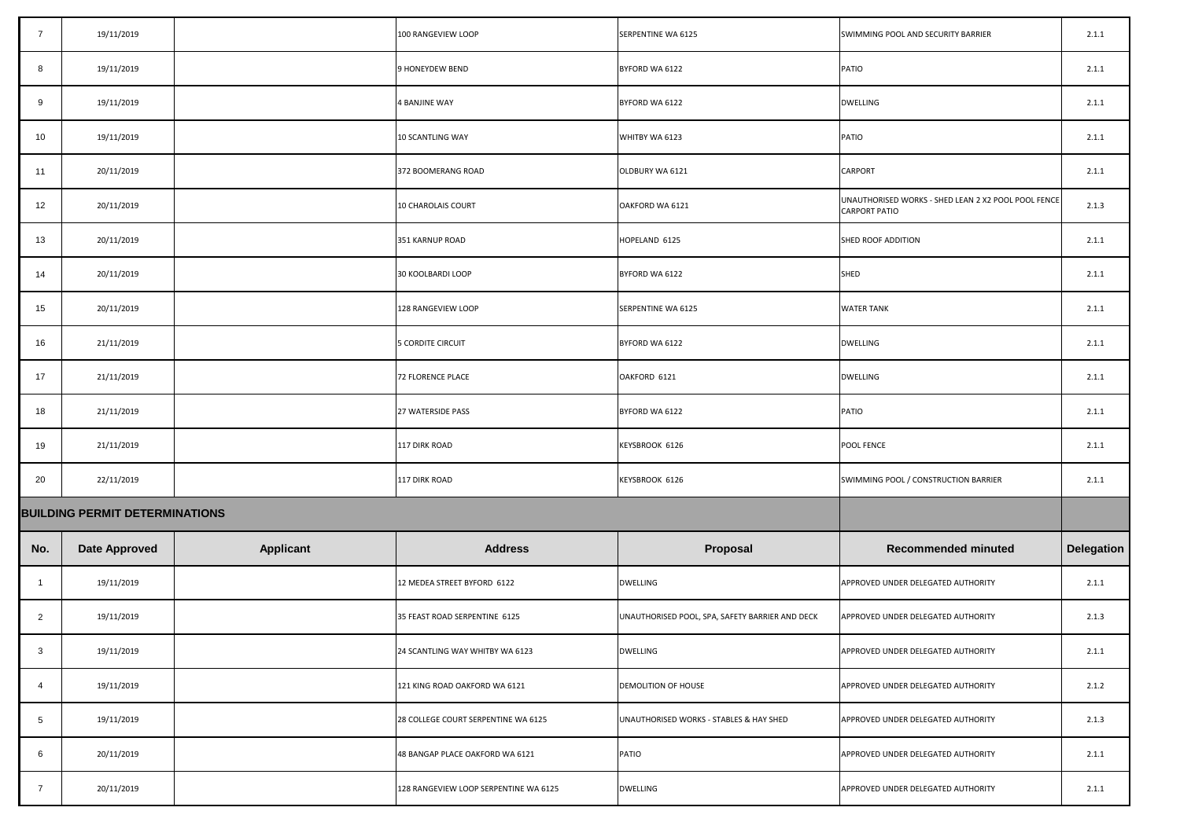| 7 | 19/11/2019 | | 100 RANGEVIEW LOOP | SERPENTINE WA 6125 | SWIMMING POOL AND SECURITY BARRIER | 2.1.1 |
|---|---|---|---|---|---|---|
| 8 | 19/11/2019 | | 9 HONEYDEW BEND | BYFORD WA 6122 | PATIO | 2.1.1 |
| 9 | 19/11/2019 | | 4 BANJINE WAY | BYFORD WA 6122 | DWELLING | 2.1.1 |
| 10 | 19/11/2019 | | 10 SCANTLING WAY | WHITBY WA 6123 | PATIO | 2.1.1 |
| 11 | 20/11/2019 | | 372 BOOMERANG ROAD | OLDBURY WA 6121 | CARPORT | 2.1.1 |
| 12 | 20/11/2019 | | 10 CHAROLAIS COURT | OAKFORD WA 6121 | UNAUTHORISED WORKS - SHED LEAN 2 X2 POOL POOL FENCE CARPORT PATIO | 2.1.3 |
| 13 | 20/11/2019 | | 351 KARNUP ROAD | HOPELAND 6125 | SHED ROOF ADDITION | 2.1.1 |
| 14 | 20/11/2019 | | 30 KOOLBARDI LOOP | BYFORD WA 6122 | SHED | 2.1.1 |
| 15 | 20/11/2019 | | 128 RANGEVIEW LOOP | SERPENTINE WA 6125 | WATER TANK | 2.1.1 |
| 16 | 21/11/2019 | | 5 CORDITE CIRCUIT | BYFORD WA 6122 | DWELLING | 2.1.1 |
| 17 | 21/11/2019 | | 72 FLORENCE PLACE | OAKFORD 6121 | DWELLING | 2.1.1 |
| 18 | 21/11/2019 | | 27 WATERSIDE PASS | BYFORD WA 6122 | PATIO | 2.1.1 |
| 19 | 21/11/2019 | | 117 DIRK ROAD | KEYSBROOK 6126 | POOL FENCE | 2.1.1 |
| 20 | 22/11/2019 | | 117 DIRK ROAD | KEYSBROOK 6126 | SWIMMING POOL / CONSTRUCTION BARRIER | 2.1.1 |

## BUILDING PERMIT DETERMINATIONS

| No. | Date Approved | Applicant | Address | Proposal | Recommended minuted | Delegation |
|---|---|---|---|---|---|---|
| 1 | 19/11/2019 | | 12 MEDEA STREET BYFORD 6122 | DWELLING | APPROVED UNDER DELEGATED AUTHORITY | 2.1.1 |
| 2 | 19/11/2019 | | 35 FEAST ROAD SERPENTINE 6125 | UNAUTHORISED POOL, SPA, SAFETY BARRIER AND DECK | APPROVED UNDER DELEGATED AUTHORITY | 2.1.3 |
| 3 | 19/11/2019 | | 24 SCANTLING WAY WHITBY WA 6123 | DWELLING | APPROVED UNDER DELEGATED AUTHORITY | 2.1.1 |
| 4 | 19/11/2019 | | 121 KING ROAD OAKFORD WA 6121 | DEMOLITION OF HOUSE | APPROVED UNDER DELEGATED AUTHORITY | 2.1.2 |
| 5 | 19/11/2019 | | 28 COLLEGE COURT SERPENTINE WA 6125 | UNAUTHORISED WORKS - STABLES & HAY SHED | APPROVED UNDER DELEGATED AUTHORITY | 2.1.3 |
| 6 | 20/11/2019 | | 48 BANGAP PLACE OAKFORD WA 6121 | PATIO | APPROVED UNDER DELEGATED AUTHORITY | 2.1.1 |
| 7 | 20/11/2019 | | 128 RANGEVIEW LOOP SERPENTINE WA 6125 | DWELLING | APPROVED UNDER DELEGATED AUTHORITY | 2.1.1 |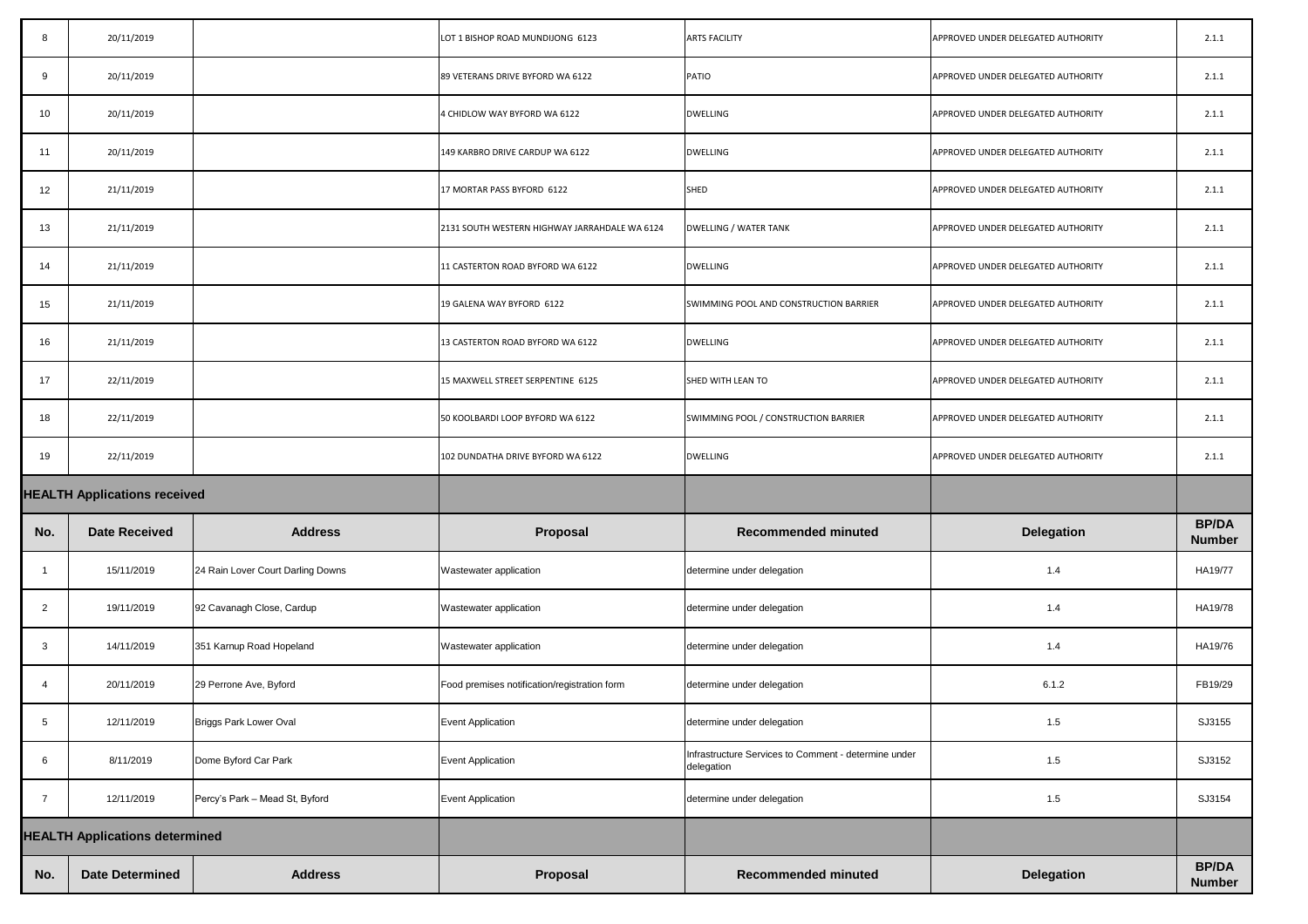| | | | | | | |
|---|---|---|---|---|---|---|
| 8 | 20/11/2019 | | LOT 1 BISHOP ROAD MUNDIJONG 6123 | ARTS FACILITY | APPROVED UNDER DELEGATED AUTHORITY | 2.1.1 |
| 9 | 20/11/2019 | | 89 VETERANS DRIVE BYFORD WA 6122 | PATIO | APPROVED UNDER DELEGATED AUTHORITY | 2.1.1 |
| 10 | 20/11/2019 | | 4 CHIDLOW WAY BYFORD WA 6122 | DWELLING | APPROVED UNDER DELEGATED AUTHORITY | 2.1.1 |
| 11 | 20/11/2019 | | 149 KARBRO DRIVE CARDUP WA 6122 | DWELLING | APPROVED UNDER DELEGATED AUTHORITY | 2.1.1 |
| 12 | 21/11/2019 | | 17 MORTAR PASS BYFORD 6122 | SHED | APPROVED UNDER DELEGATED AUTHORITY | 2.1.1 |
| 13 | 21/11/2019 | | 2131 SOUTH WESTERN HIGHWAY JARRAHDALE WA 6124 | DWELLING / WATER TANK | APPROVED UNDER DELEGATED AUTHORITY | 2.1.1 |
| 14 | 21/11/2019 | | 11 CASTERTON ROAD BYFORD WA 6122 | DWELLING | APPROVED UNDER DELEGATED AUTHORITY | 2.1.1 |
| 15 | 21/11/2019 | | 19 GALENA WAY BYFORD 6122 | SWIMMING POOL AND CONSTRUCTION BARRIER | APPROVED UNDER DELEGATED AUTHORITY | 2.1.1 |
| 16 | 21/11/2019 | | 13 CASTERTON ROAD BYFORD WA 6122 | DWELLING | APPROVED UNDER DELEGATED AUTHORITY | 2.1.1 |
| 17 | 22/11/2019 | | 15 MAXWELL STREET SERPENTINE 6125 | SHED WITH LEAN TO | APPROVED UNDER DELEGATED AUTHORITY | 2.1.1 |
| 18 | 22/11/2019 | | 50 KOOLBARDI LOOP BYFORD WA 6122 | SWIMMING POOL / CONSTRUCTION BARRIER | APPROVED UNDER DELEGATED AUTHORITY | 2.1.1 |
| 19 | 22/11/2019 | | 102 DUNDATHA DRIVE BYFORD WA 6122 | DWELLING | APPROVED UNDER DELEGATED AUTHORITY | 2.1.1 |

**HEALTH Applications received**

| No. | Date Received | Address | Proposal | Recommended minuted | Delegation | BP/DA Number |
|---|---|---|---|---|---|---|
| 1 | 15/11/2019 | 24 Rain Lover Court Darling Downs | Wastewater application | determine under delegation | 1.4 | HA19/77 |
| 2 | 19/11/2019 | 92 Cavanagh Close, Cardup | Wastewater application | determine under delegation | 1.4 | HA19/78 |
| 3 | 14/11/2019 | 351 Karnup Road Hopeland | Wastewater application | determine under delegation | 1.4 | HA19/76 |
| 4 | 20/11/2019 | 29 Perrone Ave, Byford | Food premises notification/registration form | determine under delegation | 6.1.2 | FB19/29 |
| 5 | 12/11/2019 | Briggs Park Lower Oval | Event Application | determine under delegation | 1.5 | SJ3155 |
| 6 | 8/11/2019 | Dome Byford Car Park | Event Application | Infrastructure Services to Comment - determine under delegation | 1.5 | SJ3152 |
| 7 | 12/11/2019 | Percy's Park – Mead St, Byford | Event Application | determine under delegation | 1.5 | SJ3154 |

**HEALTH Applications determined**

| No. | Date Determined | Address | Proposal | Recommended minuted | Delegation | BP/DA Number |
|---|---|---|---|---|---|---|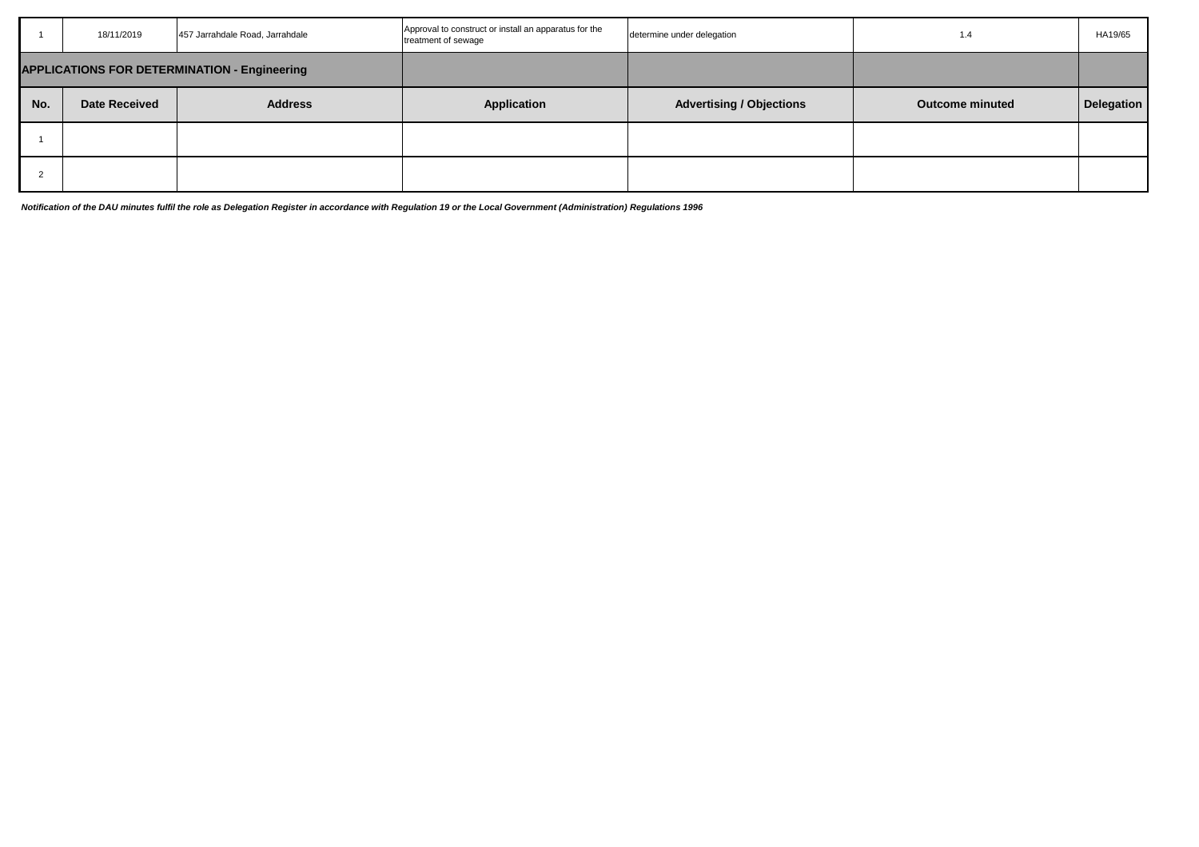| | | | | | | |
|---|---|---|---|---|---|---|
| 1 | 18/11/2019 | 457 Jarrahdale Road, Jarrahdale | Approval to construct or install an apparatus for the treatment of sewage | determine under delegation | 1.4 | HA19/65 |

**APPLICATIONS FOR DETERMINATION - Engineering**

| No. | Date Received | Address | Application | Advertising / Objections | Outcome minuted | Delegation |
|---|---|---|---|---|---|---|
| 1 | | | | | | |
| 2 | | | | | | |

***Notification of the DAU minutes fulfil the role as Delegation Register in accordance with Regulation 19 or the Local Government (Administration) Regulations 1996***